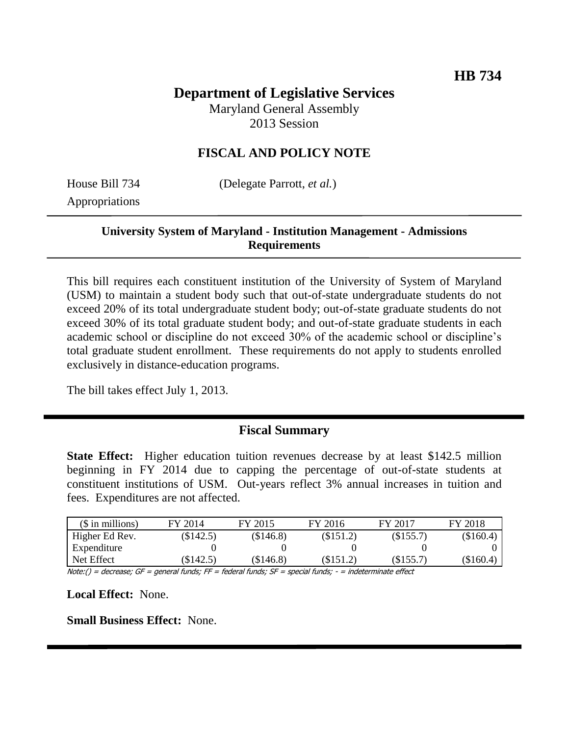**HB 734**

# Department of Legislative Services

Maryland General Assembly
2013 Session

## FISCAL AND POLICY NOTE

House Bill 734 (Delegate Parrott, *et al.*)
Appropriations

---

**University System of Maryland - Institution Management - Admissions Requirements**

---

This bill requires each constituent institution of the University of System of Maryland (USM) to maintain a student body such that out-of-state undergraduate students do not exceed 20% of its total undergraduate student body; out-of-state graduate students do not exceed 30% of its total graduate student body; and out-of-state graduate students in each academic school or discipline do not exceed 30% of the academic school or discipline's total graduate student enrollment. These requirements do not apply to students enrolled exclusively in distance-education programs.

The bill takes effect July 1, 2013.

---

## Fiscal Summary

**State Effect:** Higher education tuition revenues decrease by at least $142.5 million beginning in FY 2014 due to capping the percentage of out-of-state students at constituent institutions of USM. Out-years reflect 3% annual increases in tuition and fees. Expenditures are not affected.

| ($ in millions) | FY 2014 | FY 2015 | FY 2016 | FY 2017 | FY 2018 |
|---|---|---|---|---|---|
| Higher Ed Rev. | ($142.5) | ($146.8) | ($151.2) | ($155.7) | ($160.4) |
| Expenditure | 0 | 0 | 0 | 0 | 0 |
| Net Effect | ($142.5) | ($146.8) | ($151.2) | ($155.7) | ($160.4) |

*Note:() = decrease; GF = general funds; FF = federal funds; SF = special funds; - = indeterminate effect*

**Local Effect:** None.

**Small Business Effect:** None.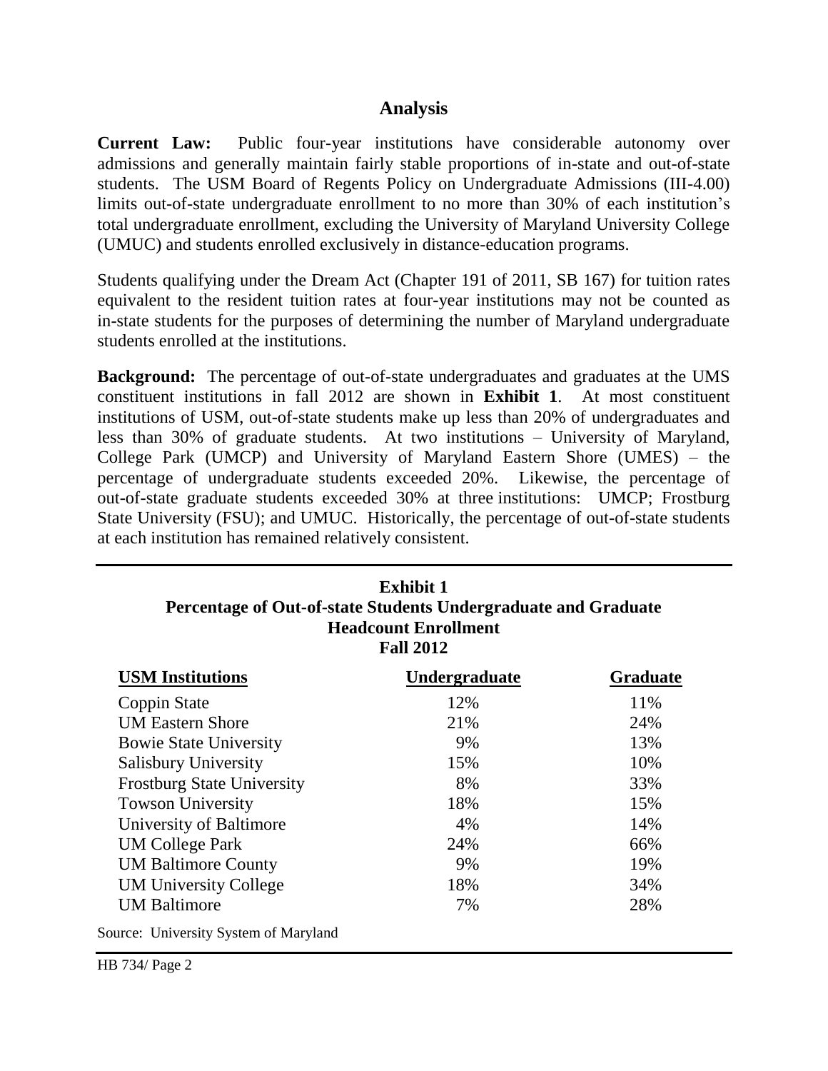## Analysis

**Current Law:** Public four-year institutions have considerable autonomy over admissions and generally maintain fairly stable proportions of in-state and out-of-state students. The USM Board of Regents Policy on Undergraduate Admissions (III-4.00) limits out-of-state undergraduate enrollment to no more than 30% of each institution's total undergraduate enrollment, excluding the University of Maryland University College (UMUC) and students enrolled exclusively in distance-education programs.

Students qualifying under the Dream Act (Chapter 191 of 2011, SB 167) for tuition rates equivalent to the resident tuition rates at four-year institutions may not be counted as in-state students for the purposes of determining the number of Maryland undergraduate students enrolled at the institutions.

**Background:** The percentage of out-of-state undergraduates and graduates at the UMS constituent institutions in fall 2012 are shown in **Exhibit 1**. At most constituent institutions of USM, out-of-state students make up less than 20% of undergraduates and less than 30% of graduate students. At two institutions – University of Maryland, College Park (UMCP) and University of Maryland Eastern Shore (UMES) – the percentage of undergraduate students exceeded 20%. Likewise, the percentage of out-of-state graduate students exceeded 30% at three institutions: UMCP; Frostburg State University (FSU); and UMUC. Historically, the percentage of out-of-state students at each institution has remained relatively consistent.

**Exhibit 1**
**Percentage of Out-of-state Students Undergraduate and Graduate Headcount Enrollment**
**Fall 2012**

| USM Institutions | Undergraduate | Graduate |
| --- | --- | --- |
| Coppin State | 12% | 11% |
| UM Eastern Shore | 21% | 24% |
| Bowie State University | 9% | 13% |
| Salisbury University | 15% | 10% |
| Frostburg State University | 8% | 33% |
| Towson University | 18% | 15% |
| University of Baltimore | 4% | 14% |
| UM College Park | 24% | 66% |
| UM Baltimore County | 9% | 19% |
| UM University College | 18% | 34% |
| UM Baltimore | 7% | 28% |

Source: University System of Maryland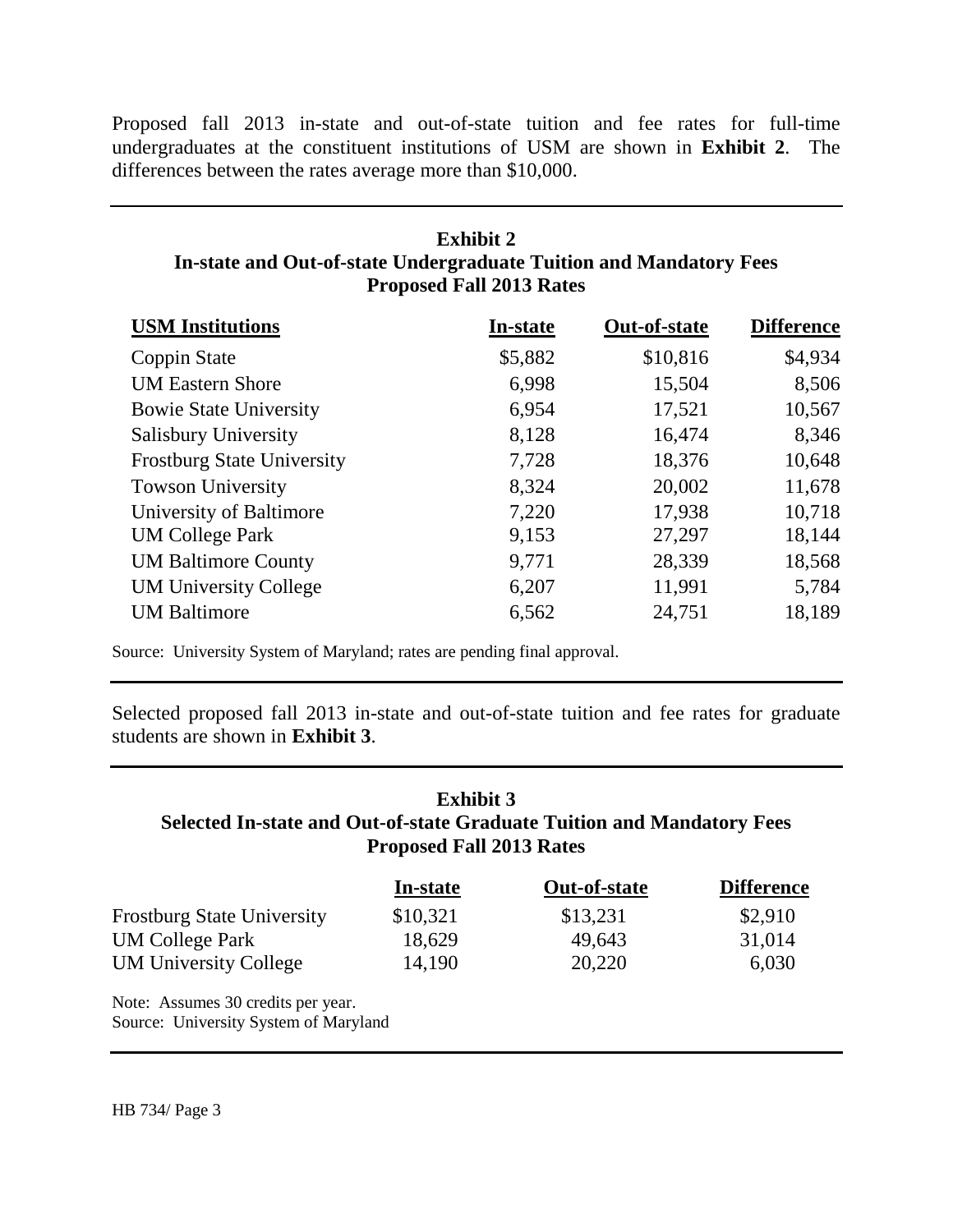Proposed fall 2013 in-state and out-of-state tuition and fee rates for full-time undergraduates at the constituent institutions of USM are shown in **Exhibit 2**. The differences between the rates average more than $10,000.

**Exhibit 2**
**In-state and Out-of-state Undergraduate Tuition and Mandatory Fees**
**Proposed Fall 2013 Rates**

| USM Institutions | In-state | Out-of-state | Difference |
|---|---|---|---|
| Coppin State | $5,882 | $10,816 | $4,934 |
| UM Eastern Shore | 6,998 | 15,504 | 8,506 |
| Bowie State University | 6,954 | 17,521 | 10,567 |
| Salisbury University | 8,128 | 16,474 | 8,346 |
| Frostburg State University | 7,728 | 18,376 | 10,648 |
| Towson University | 8,324 | 20,002 | 11,678 |
| University of Baltimore | 7,220 | 17,938 | 10,718 |
| UM College Park | 9,153 | 27,297 | 18,144 |
| UM Baltimore County | 9,771 | 28,339 | 18,568 |
| UM University College | 6,207 | 11,991 | 5,784 |
| UM Baltimore | 6,562 | 24,751 | 18,189 |

Source: University System of Maryland; rates are pending final approval.

Selected proposed fall 2013 in-state and out-of-state tuition and fee rates for graduate students are shown in **Exhibit 3**.

**Exhibit 3**
**Selected In-state and Out-of-state Graduate Tuition and Mandatory Fees**
**Proposed Fall 2013 Rates**

| | In-state | Out-of-state | Difference |
|---|---|---|---|
| Frostburg State University | $10,321 | $13,231 | $2,910 |
| UM College Park | 18,629 | 49,643 | 31,014 |
| UM University College | 14,190 | 20,220 | 6,030 |

Note: Assumes 30 credits per year.
Source: University System of Maryland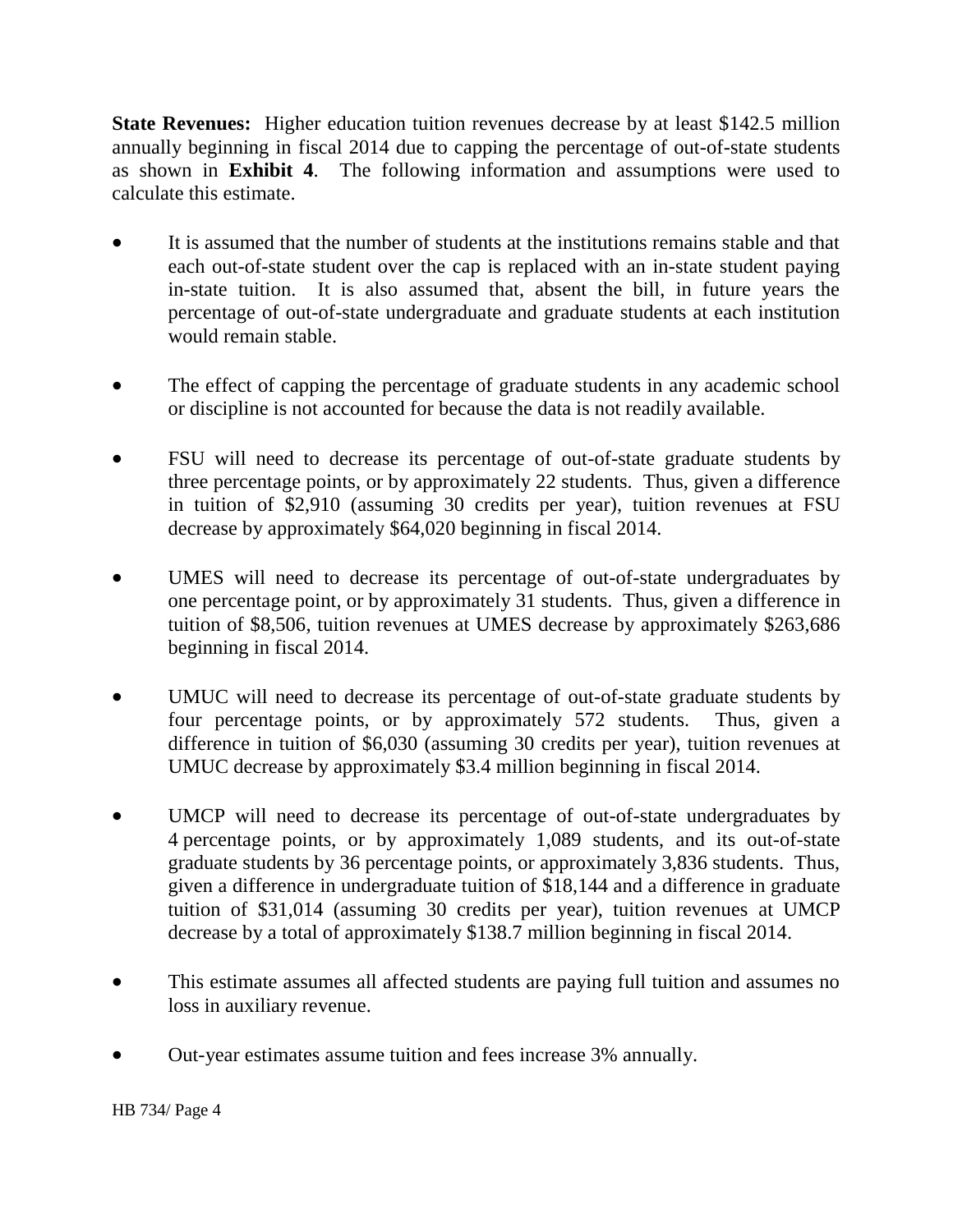**State Revenues:** Higher education tuition revenues decrease by at least $142.5 million annually beginning in fiscal 2014 due to capping the percentage of out-of-state students as shown in **Exhibit 4**. The following information and assumptions were used to calculate this estimate.

- It is assumed that the number of students at the institutions remains stable and that each out-of-state student over the cap is replaced with an in-state student paying in-state tuition. It is also assumed that, absent the bill, in future years the percentage of out-of-state undergraduate and graduate students at each institution would remain stable.
- The effect of capping the percentage of graduate students in any academic school or discipline is not accounted for because the data is not readily available.
- FSU will need to decrease its percentage of out-of-state graduate students by three percentage points, or by approximately 22 students. Thus, given a difference in tuition of $2,910 (assuming 30 credits per year), tuition revenues at FSU decrease by approximately $64,020 beginning in fiscal 2014.
- UMES will need to decrease its percentage of out-of-state undergraduates by one percentage point, or by approximately 31 students. Thus, given a difference in tuition of $8,506, tuition revenues at UMES decrease by approximately $263,686 beginning in fiscal 2014.
- UMUC will need to decrease its percentage of out-of-state graduate students by four percentage points, or by approximately 572 students. Thus, given a difference in tuition of $6,030 (assuming 30 credits per year), tuition revenues at UMUC decrease by approximately $3.4 million beginning in fiscal 2014.
- UMCP will need to decrease its percentage of out-of-state undergraduates by 4 percentage points, or by approximately 1,089 students, and its out-of-state graduate students by 36 percentage points, or approximately 3,836 students. Thus, given a difference in undergraduate tuition of $18,144 and a difference in graduate tuition of $31,014 (assuming 30 credits per year), tuition revenues at UMCP decrease by a total of approximately $138.7 million beginning in fiscal 2014.
- This estimate assumes all affected students are paying full tuition and assumes no loss in auxiliary revenue.
- Out-year estimates assume tuition and fees increase 3% annually.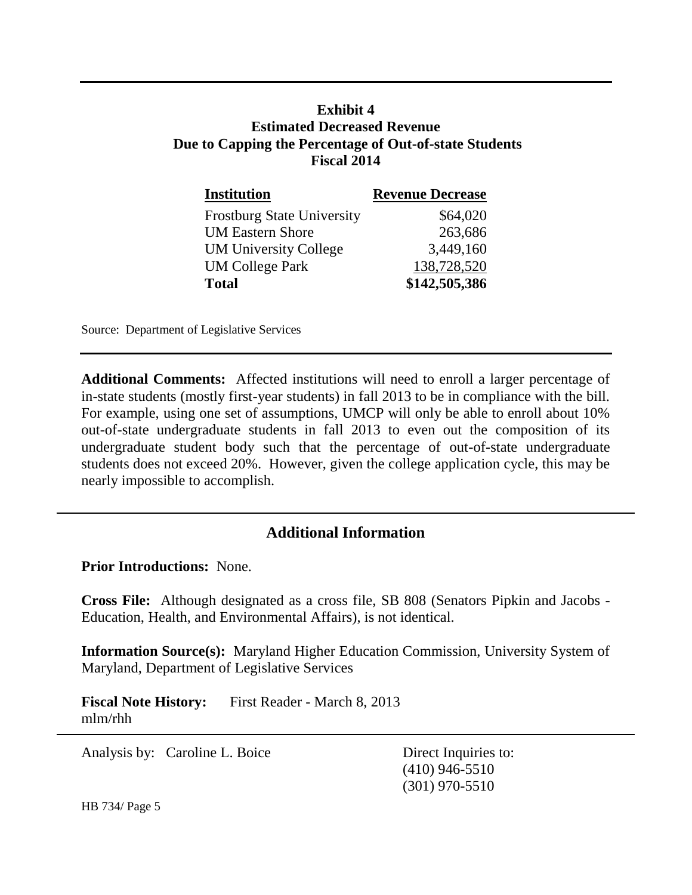**Exhibit 4**
**Estimated Decreased Revenue**
**Due to Capping the Percentage of Out-of-state Students**
**Fiscal 2014**

| Institution | Revenue Decrease |
|---|---|
| Frostburg State University | $64,020 |
| UM Eastern Shore | 263,686 |
| UM University College | 3,449,160 |
| UM College Park | 138,728,520 |
| **Total** | **$142,505,386** |

Source: Department of Legislative Services

**Additional Comments:** Affected institutions will need to enroll a larger percentage of in-state students (mostly first-year students) in fall 2013 to be in compliance with the bill. For example, using one set of assumptions, UMCP will only be able to enroll about 10% out-of-state undergraduate students in fall 2013 to even out the composition of its undergraduate student body such that the percentage of out-of-state undergraduate students does not exceed 20%. However, given the college application cycle, this may be nearly impossible to accomplish.

## Additional Information

**Prior Introductions:** None.

**Cross File:** Although designated as a cross file, SB 808 (Senators Pipkin and Jacobs - Education, Health, and Environmental Affairs), is not identical.

**Information Source(s):** Maryland Higher Education Commission, University System of Maryland, Department of Legislative Services

**Fiscal Note History:** First Reader - March 8, 2013
mlm/rhh

Analysis by: Caroline L. Boice

Direct Inquiries to:
(410) 946-5510
(301) 970-5510